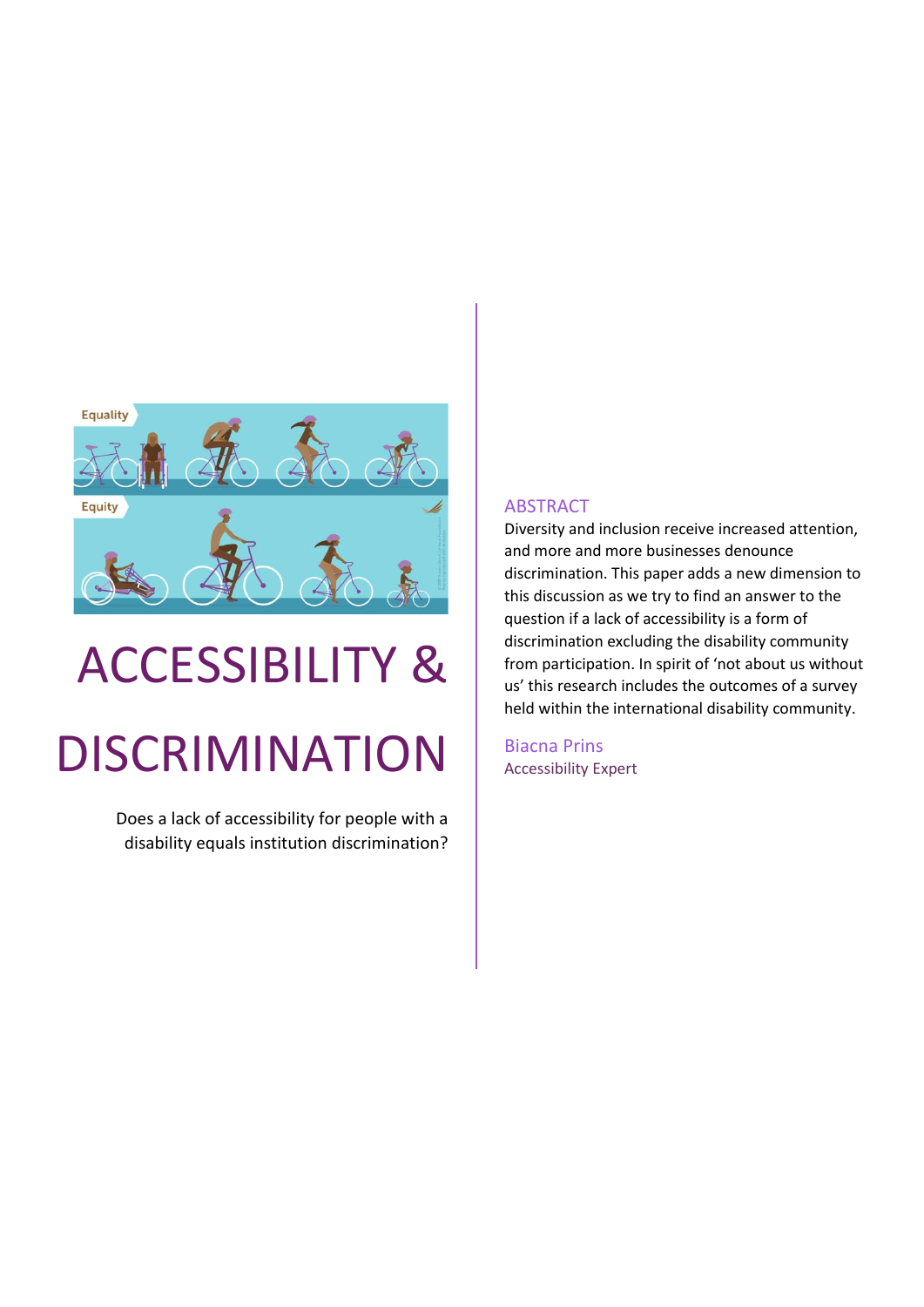# ACCESSIBILITY & DISCRIMINATION

Does a lack of accessibility for people with a disability equals institution discrimination?

## ABSTRACT

Diversity and inclusion receive increased attention, and more and more businesses denounce discrimination. This paper adds a new dimension to this discussion as we try to find an answer to the question if a lack of accessibility is a form of discrimination excluding the disability community from participation. In spirit of 'not about us without us' this research includes the outcomes of a survey held within the international disability community.

Biacna Prins
Accessibility Expert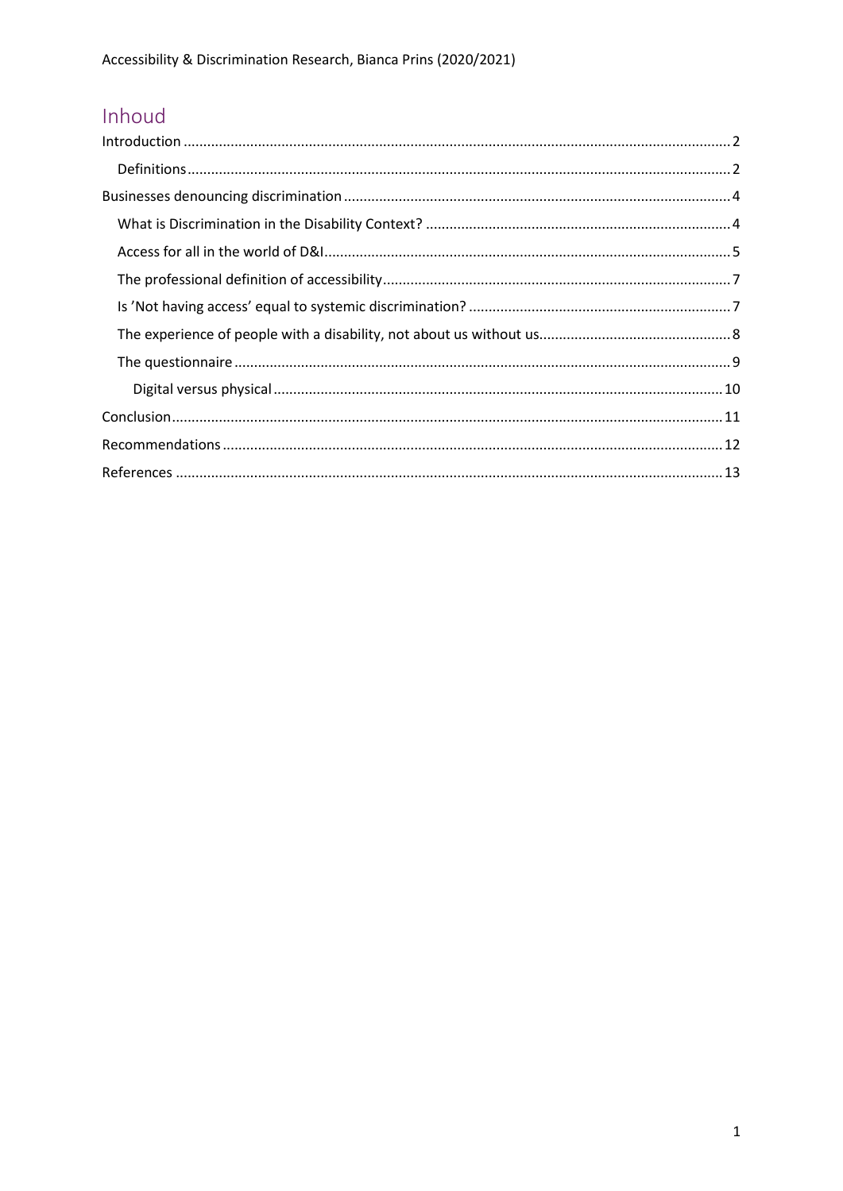# Inhoud

Introduction ..... 2

- Definitions ..... 2

Businesses denouncing discrimination ..... 4

- What is Discrimination in the Disability Context? ..... 4
- Access for all in the world of D&I ..... 5
- The professional definition of accessibility ..... 7
- Is 'Not having access' equal to systemic discrimination? ..... 7
- The experience of people with a disability, not about us without us ..... 8
- The questionnaire ..... 9
  - Digital versus physical ..... 10

Conclusion ..... 11

Recommendations ..... 12

References ..... 13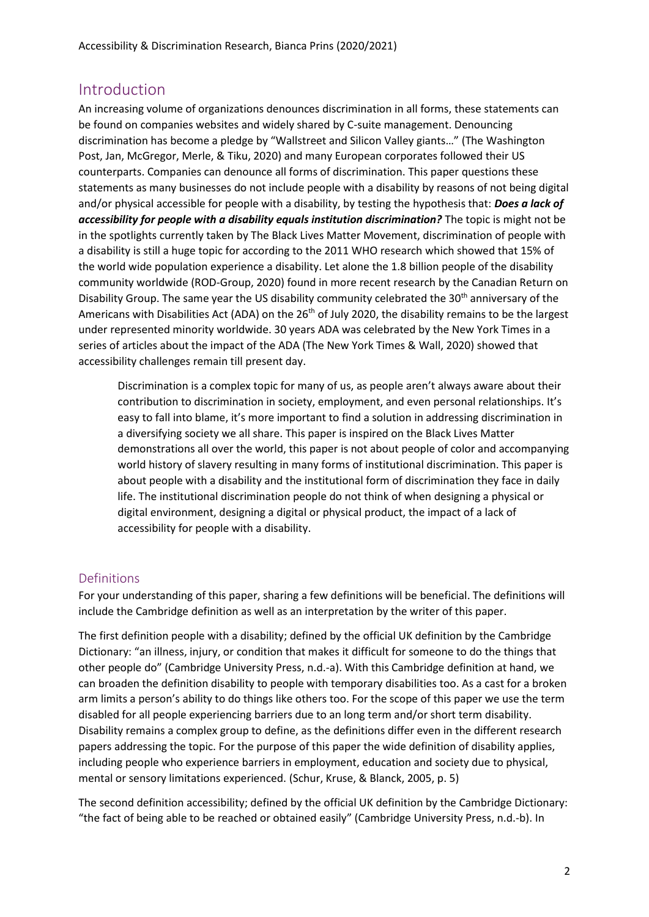## Introduction

An increasing volume of organizations denounces discrimination in all forms, these statements can be found on companies websites and widely shared by C-suite management. Denouncing discrimination has become a pledge by "Wallstreet and Silicon Valley giants…" (The Washington Post, Jan, McGregor, Merle, & Tiku, 2020) and many European corporates followed their US counterparts. Companies can denounce all forms of discrimination. This paper questions these statements as many businesses do not include people with a disability by reasons of not being digital and/or physical accessible for people with a disability, by testing the hypothesis that: ***Does a lack of accessibility for people with a disability equals institution discrimination?*** The topic is might not be in the spotlights currently taken by The Black Lives Matter Movement, discrimination of people with a disability is still a huge topic for according to the 2011 WHO research which showed that 15% of the world wide population experience a disability. Let alone the 1.8 billion people of the disability community worldwide (ROD-Group, 2020) found in more recent research by the Canadian Return on Disability Group. The same year the US disability community celebrated the 30th anniversary of the Americans with Disabilities Act (ADA) on the 26th of July 2020, the disability remains to be the largest under represented minority worldwide. 30 years ADA was celebrated by the New York Times in a series of articles about the impact of the ADA (The New York Times & Wall, 2020) showed that accessibility challenges remain till present day.

> Discrimination is a complex topic for many of us, as people aren't always aware about their contribution to discrimination in society, employment, and even personal relationships. It's easy to fall into blame, it's more important to find a solution in addressing discrimination in a diversifying society we all share. This paper is inspired on the Black Lives Matter demonstrations all over the world, this paper is not about people of color and accompanying world history of slavery resulting in many forms of institutional discrimination. This paper is about people with a disability and the institutional form of discrimination they face in daily life. The institutional discrimination people do not think of when designing a physical or digital environment, designing a digital or physical product, the impact of a lack of accessibility for people with a disability.

### Definitions

For your understanding of this paper, sharing a few definitions will be beneficial. The definitions will include the Cambridge definition as well as an interpretation by the writer of this paper.

The first definition people with a disability; defined by the official UK definition by the Cambridge Dictionary: "an illness, injury, or condition that makes it difficult for someone to do the things that other people do" (Cambridge University Press, n.d.-a). With this Cambridge definition at hand, we can broaden the definition disability to people with temporary disabilities too. As a cast for a broken arm limits a person's ability to do things like others too. For the scope of this paper we use the term disabled for all people experiencing barriers due to an long term and/or short term disability. Disability remains a complex group to define, as the definitions differ even in the different research papers addressing the topic. For the purpose of this paper the wide definition of disability applies, including people who experience barriers in employment, education and society due to physical, mental or sensory limitations experienced. (Schur, Kruse, & Blanck, 2005, p. 5)

The second definition accessibility; defined by the official UK definition by the Cambridge Dictionary: "the fact of being able to be reached or obtained easily" (Cambridge University Press, n.d.-b). In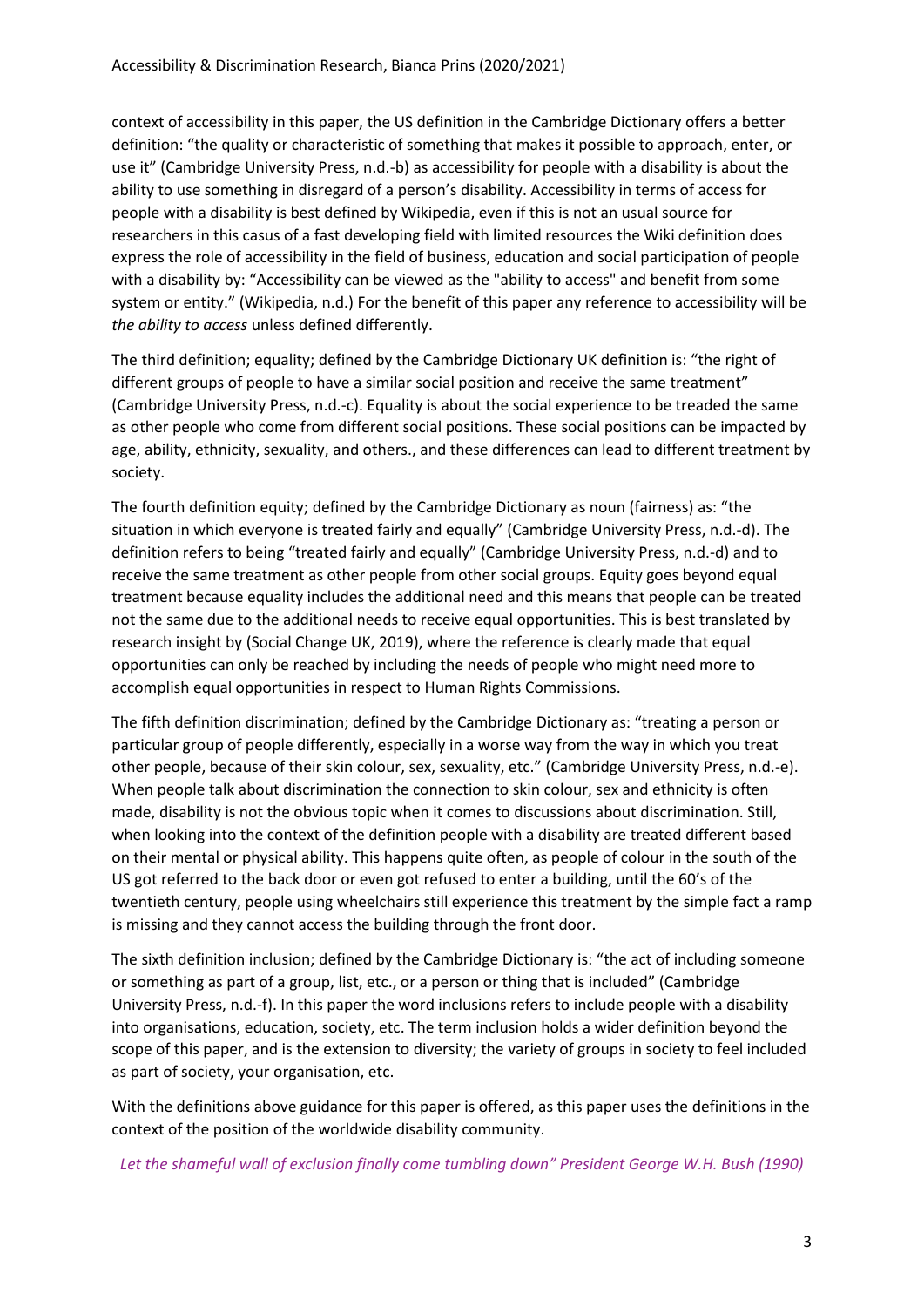context of accessibility in this paper, the US definition in the Cambridge Dictionary offers a better definition: "the quality or characteristic of something that makes it possible to approach, enter, or use it" (Cambridge University Press, n.d.-b) as accessibility for people with a disability is about the ability to use something in disregard of a person's disability. Accessibility in terms of access for people with a disability is best defined by Wikipedia, even if this is not an usual source for researchers in this casus of a fast developing field with limited resources the Wiki definition does express the role of accessibility in the field of business, education and social participation of people with a disability by: "Accessibility can be viewed as the "ability to access" and benefit from some system or entity." (Wikipedia, n.d.) For the benefit of this paper any reference to accessibility will be *the ability to access* unless defined differently.

The third definition; equality; defined by the Cambridge Dictionary UK definition is: "the right of different groups of people to have a similar social position and receive the same treatment" (Cambridge University Press, n.d.-c). Equality is about the social experience to be treaded the same as other people who come from different social positions. These social positions can be impacted by age, ability, ethnicity, sexuality, and others., and these differences can lead to different treatment by society.

The fourth definition equity; defined by the Cambridge Dictionary as noun (fairness) as: "the situation in which everyone is treated fairly and equally" (Cambridge University Press, n.d.-d). The definition refers to being "treated fairly and equally" (Cambridge University Press, n.d.-d) and to receive the same treatment as other people from other social groups. Equity goes beyond equal treatment because equality includes the additional need and this means that people can be treated not the same due to the additional needs to receive equal opportunities. This is best translated by research insight by (Social Change UK, 2019), where the reference is clearly made that equal opportunities can only be reached by including the needs of people who might need more to accomplish equal opportunities in respect to Human Rights Commissions.

The fifth definition discrimination; defined by the Cambridge Dictionary as: "treating a person or particular group of people differently, especially in a worse way from the way in which you treat other people, because of their skin colour, sex, sexuality, etc." (Cambridge University Press, n.d.-e). When people talk about discrimination the connection to skin colour, sex and ethnicity is often made, disability is not the obvious topic when it comes to discussions about discrimination. Still, when looking into the context of the definition people with a disability are treated different based on their mental or physical ability. This happens quite often, as people of colour in the south of the US got referred to the back door or even got refused to enter a building, until the 60's of the twentieth century, people using wheelchairs still experience this treatment by the simple fact a ramp is missing and they cannot access the building through the front door.

The sixth definition inclusion; defined by the Cambridge Dictionary is: "the act of including someone or something as part of a group, list, etc., or a person or thing that is included" (Cambridge University Press, n.d.-f). In this paper the word inclusions refers to include people with a disability into organisations, education, society, etc. The term inclusion holds a wider definition beyond the scope of this paper, and is the extension to diversity; the variety of groups in society to feel included as part of society, your organisation, etc.

With the definitions above guidance for this paper is offered, as this paper uses the definitions in the context of the position of the worldwide disability community.

*Let the shameful wall of exclusion finally come tumbling down" President George W.H. Bush (1990)*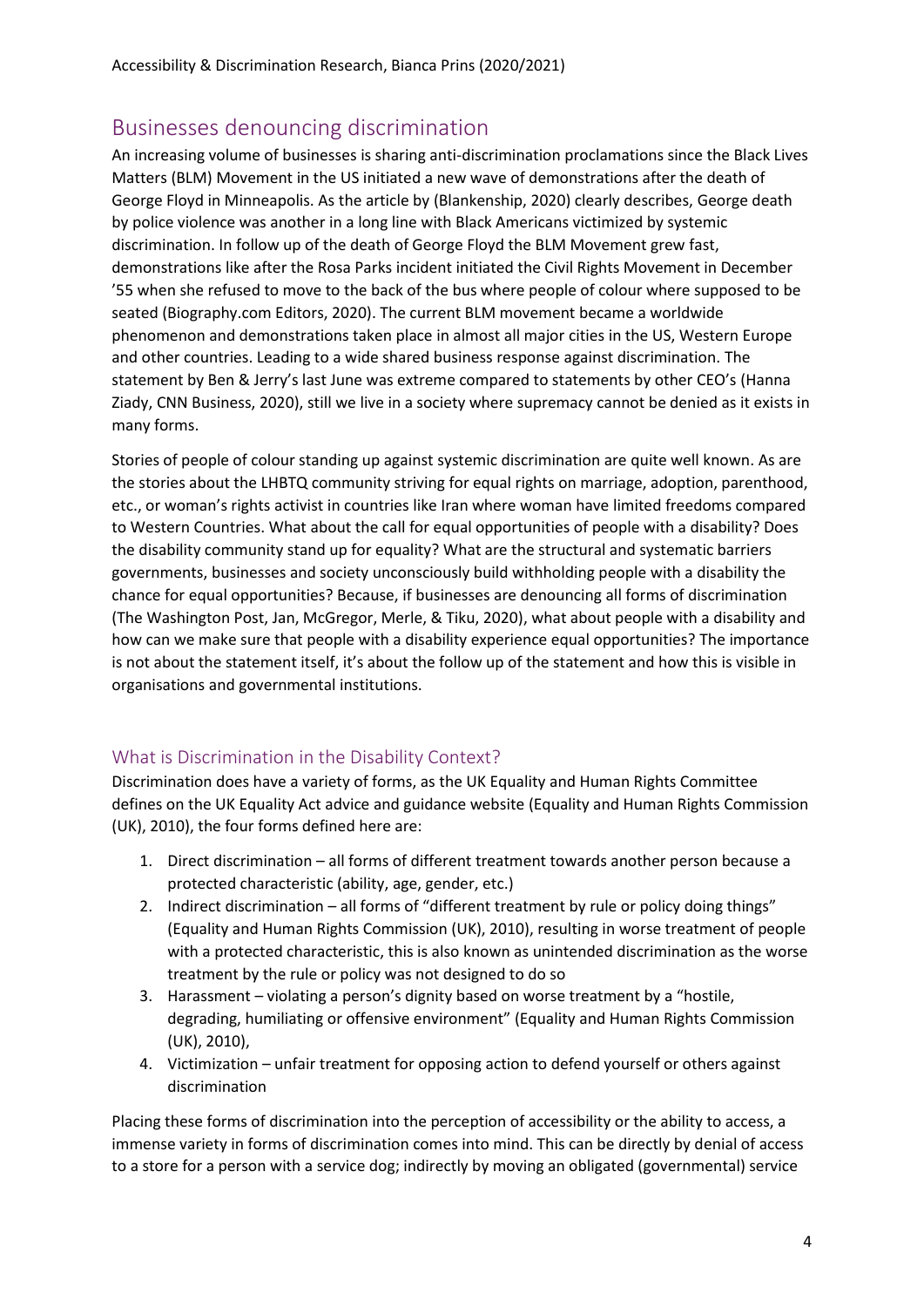## Businesses denouncing discrimination

An increasing volume of businesses is sharing anti-discrimination proclamations since the Black Lives Matters (BLM) Movement in the US initiated a new wave of demonstrations after the death of George Floyd in Minneapolis. As the article by (Blankenship, 2020) clearly describes, George death by police violence was another in a long line with Black Americans victimized by systemic discrimination. In follow up of the death of George Floyd the BLM Movement grew fast, demonstrations like after the Rosa Parks incident initiated the Civil Rights Movement in December '55 when she refused to move to the back of the bus where people of colour where supposed to be seated (Biography.com Editors, 2020). The current BLM movement became a worldwide phenomenon and demonstrations taken place in almost all major cities in the US, Western Europe and other countries. Leading to a wide shared business response against discrimination. The statement by Ben & Jerry's last June was extreme compared to statements by other CEO's (Hanna Ziady, CNN Business, 2020), still we live in a society where supremacy cannot be denied as it exists in many forms.

Stories of people of colour standing up against systemic discrimination are quite well known. As are the stories about the LHBTQ community striving for equal rights on marriage, adoption, parenthood, etc., or woman's rights activist in countries like Iran where woman have limited freedoms compared to Western Countries. What about the call for equal opportunities of people with a disability? Does the disability community stand up for equality? What are the structural and systematic barriers governments, businesses and society unconsciously build withholding people with a disability the chance for equal opportunities? Because, if businesses are denouncing all forms of discrimination (The Washington Post, Jan, McGregor, Merle, & Tiku, 2020), what about people with a disability and how can we make sure that people with a disability experience equal opportunities? The importance is not about the statement itself, it's about the follow up of the statement and how this is visible in organisations and governmental institutions.

### What is Discrimination in the Disability Context?

Discrimination does have a variety of forms, as the UK Equality and Human Rights Committee defines on the UK Equality Act advice and guidance website (Equality and Human Rights Commission (UK), 2010), the four forms defined here are:

1. Direct discrimination – all forms of different treatment towards another person because a protected characteristic (ability, age, gender, etc.)
2. Indirect discrimination – all forms of "different treatment by rule or policy doing things" (Equality and Human Rights Commission (UK), 2010), resulting in worse treatment of people with a protected characteristic, this is also known as unintended discrimination as the worse treatment by the rule or policy was not designed to do so
3. Harassment – violating a person's dignity based on worse treatment by a "hostile, degrading, humiliating or offensive environment" (Equality and Human Rights Commission (UK), 2010),
4. Victimization – unfair treatment for opposing action to defend yourself or others against discrimination

Placing these forms of discrimination into the perception of accessibility or the ability to access, a immense variety in forms of discrimination comes into mind. This can be directly by denial of access to a store for a person with a service dog; indirectly by moving an obligated (governmental) service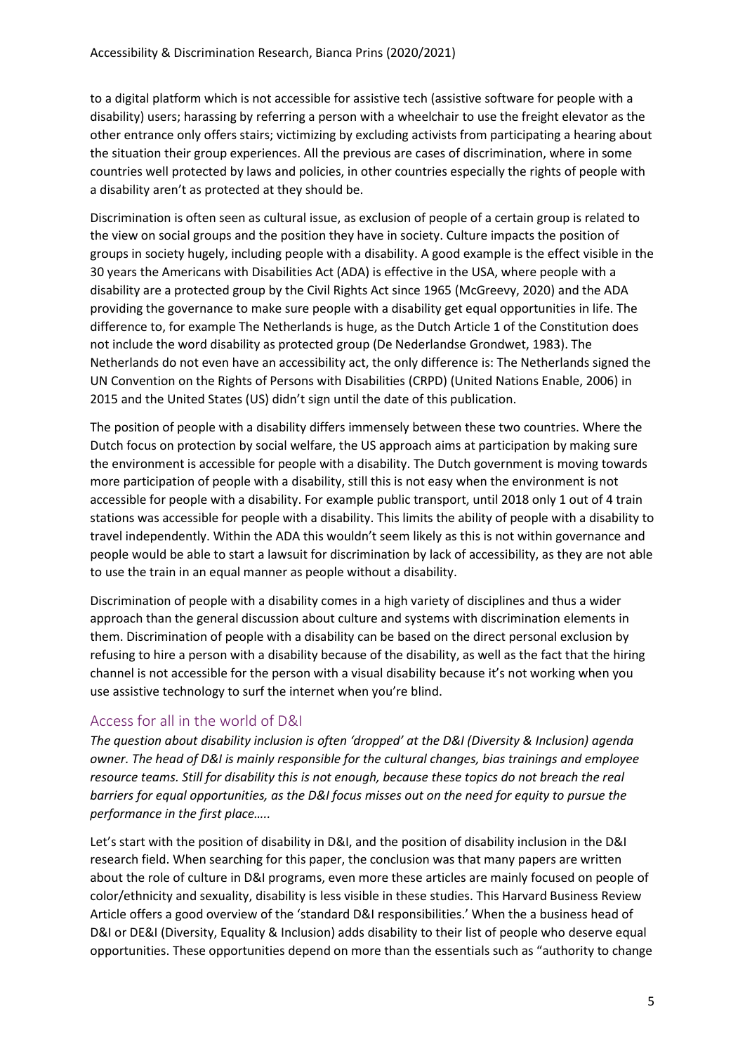to a digital platform which is not accessible for assistive tech (assistive software for people with a disability) users; harassing by referring a person with a wheelchair to use the freight elevator as the other entrance only offers stairs; victimizing by excluding activists from participating a hearing about the situation their group experiences. All the previous are cases of discrimination, where in some countries well protected by laws and policies, in other countries especially the rights of people with a disability aren't as protected at they should be.

Discrimination is often seen as cultural issue, as exclusion of people of a certain group is related to the view on social groups and the position they have in society. Culture impacts the position of groups in society hugely, including people with a disability. A good example is the effect visible in the 30 years the Americans with Disabilities Act (ADA) is effective in the USA, where people with a disability are a protected group by the Civil Rights Act since 1965 (McGreevy, 2020) and the ADA providing the governance to make sure people with a disability get equal opportunities in life. The difference to, for example The Netherlands is huge, as the Dutch Article 1 of the Constitution does not include the word disability as protected group (De Nederlandse Grondwet, 1983). The Netherlands do not even have an accessibility act, the only difference is: The Netherlands signed the UN Convention on the Rights of Persons with Disabilities (CRPD) (United Nations Enable, 2006) in 2015 and the United States (US) didn't sign until the date of this publication.

The position of people with a disability differs immensely between these two countries. Where the Dutch focus on protection by social welfare, the US approach aims at participation by making sure the environment is accessible for people with a disability. The Dutch government is moving towards more participation of people with a disability, still this is not easy when the environment is not accessible for people with a disability. For example public transport, until 2018 only 1 out of 4 train stations was accessible for people with a disability. This limits the ability of people with a disability to travel independently. Within the ADA this wouldn't seem likely as this is not within governance and people would be able to start a lawsuit for discrimination by lack of accessibility, as they are not able to use the train in an equal manner as people without a disability.

Discrimination of people with a disability comes in a high variety of disciplines and thus a wider approach than the general discussion about culture and systems with discrimination elements in them. Discrimination of people with a disability can be based on the direct personal exclusion by refusing to hire a person with a disability because of the disability, as well as the fact that the hiring channel is not accessible for the person with a visual disability because it's not working when you use assistive technology to surf the internet when you're blind.

## Access for all in the world of D&I

*The question about disability inclusion is often 'dropped' at the D&I (Diversity & Inclusion) agenda owner. The head of D&I is mainly responsible for the cultural changes, bias trainings and employee resource teams. Still for disability this is not enough, because these topics do not breach the real barriers for equal opportunities, as the D&I focus misses out on the need for equity to pursue the performance in the first place…..*

Let's start with the position of disability in D&I, and the position of disability inclusion in the D&I research field. When searching for this paper, the conclusion was that many papers are written about the role of culture in D&I programs, even more these articles are mainly focused on people of color/ethnicity and sexuality, disability is less visible in these studies. This Harvard Business Review Article offers a good overview of the 'standard D&I responsibilities.' When the a business head of D&I or DE&I (Diversity, Equality & Inclusion) adds disability to their list of people who deserve equal opportunities. These opportunities depend on more than the essentials such as "authority to change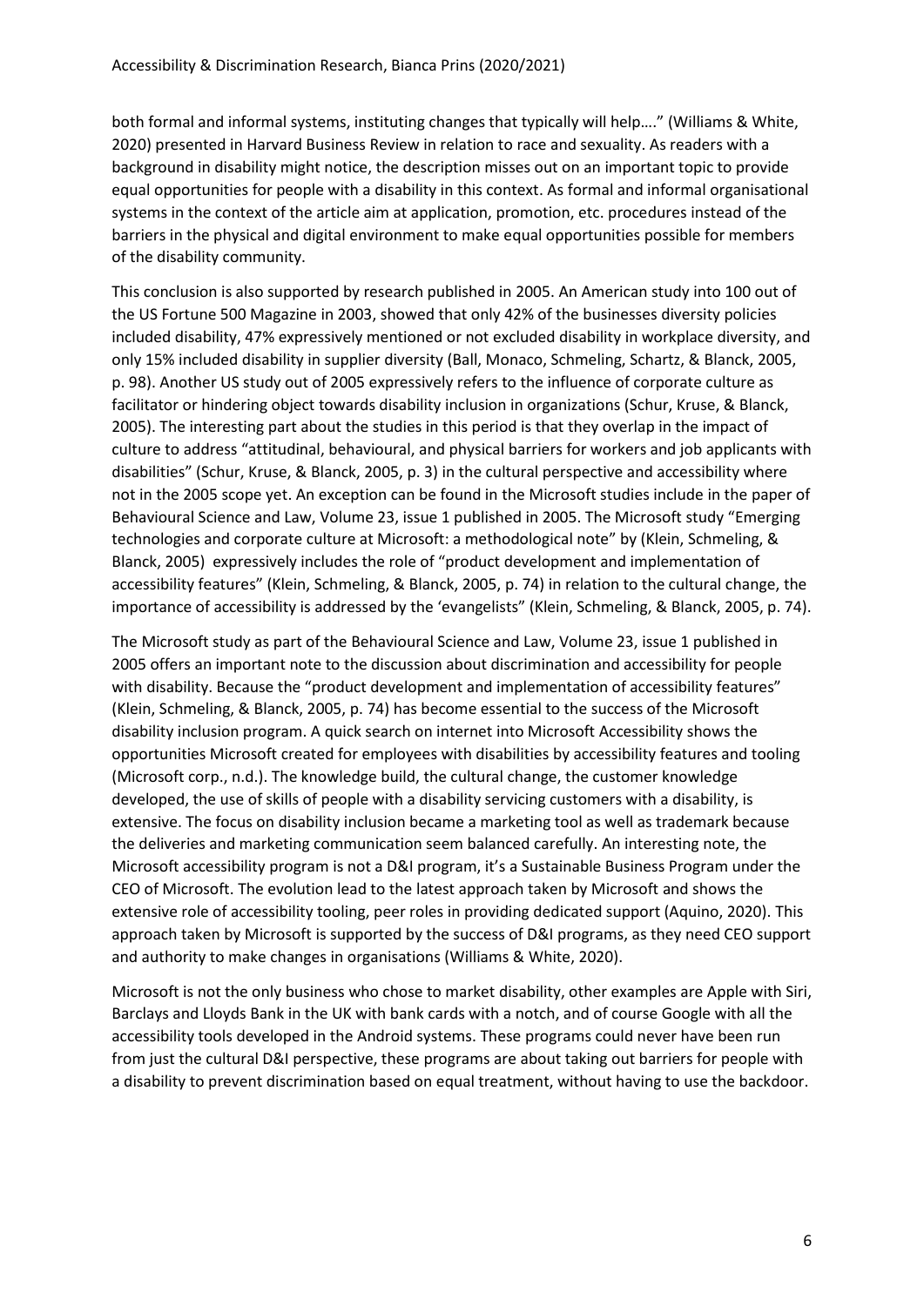both formal and informal systems, instituting changes that typically will help…." (Williams & White, 2020) presented in Harvard Business Review in relation to race and sexuality. As readers with a background in disability might notice, the description misses out on an important topic to provide equal opportunities for people with a disability in this context. As formal and informal organisational systems in the context of the article aim at application, promotion, etc. procedures instead of the barriers in the physical and digital environment to make equal opportunities possible for members of the disability community.

This conclusion is also supported by research published in 2005. An American study into 100 out of the US Fortune 500 Magazine in 2003, showed that only 42% of the businesses diversity policies included disability, 47% expressively mentioned or not excluded disability in workplace diversity, and only 15% included disability in supplier diversity (Ball, Monaco, Schmeling, Schartz, & Blanck, 2005, p. 98). Another US study out of 2005 expressively refers to the influence of corporate culture as facilitator or hindering object towards disability inclusion in organizations (Schur, Kruse, & Blanck, 2005). The interesting part about the studies in this period is that they overlap in the impact of culture to address "attitudinal, behavioural, and physical barriers for workers and job applicants with disabilities" (Schur, Kruse, & Blanck, 2005, p. 3) in the cultural perspective and accessibility where not in the 2005 scope yet. An exception can be found in the Microsoft studies include in the paper of Behavioural Science and Law, Volume 23, issue 1 published in 2005. The Microsoft study "Emerging technologies and corporate culture at Microsoft: a methodological note" by (Klein, Schmeling, & Blanck, 2005) expressively includes the role of "product development and implementation of accessibility features" (Klein, Schmeling, & Blanck, 2005, p. 74) in relation to the cultural change, the importance of accessibility is addressed by the 'evangelists" (Klein, Schmeling, & Blanck, 2005, p. 74).

The Microsoft study as part of the Behavioural Science and Law, Volume 23, issue 1 published in 2005 offers an important note to the discussion about discrimination and accessibility for people with disability. Because the "product development and implementation of accessibility features" (Klein, Schmeling, & Blanck, 2005, p. 74) has become essential to the success of the Microsoft disability inclusion program. A quick search on internet into Microsoft Accessibility shows the opportunities Microsoft created for employees with disabilities by accessibility features and tooling (Microsoft corp., n.d.). The knowledge build, the cultural change, the customer knowledge developed, the use of skills of people with a disability servicing customers with a disability, is extensive. The focus on disability inclusion became a marketing tool as well as trademark because the deliveries and marketing communication seem balanced carefully. An interesting note, the Microsoft accessibility program is not a D&I program, it's a Sustainable Business Program under the CEO of Microsoft. The evolution lead to the latest approach taken by Microsoft and shows the extensive role of accessibility tooling, peer roles in providing dedicated support (Aquino, 2020). This approach taken by Microsoft is supported by the success of D&I programs, as they need CEO support and authority to make changes in organisations (Williams & White, 2020).

Microsoft is not the only business who chose to market disability, other examples are Apple with Siri, Barclays and Lloyds Bank in the UK with bank cards with a notch, and of course Google with all the accessibility tools developed in the Android systems. These programs could never have been run from just the cultural D&I perspective, these programs are about taking out barriers for people with a disability to prevent discrimination based on equal treatment, without having to use the backdoor.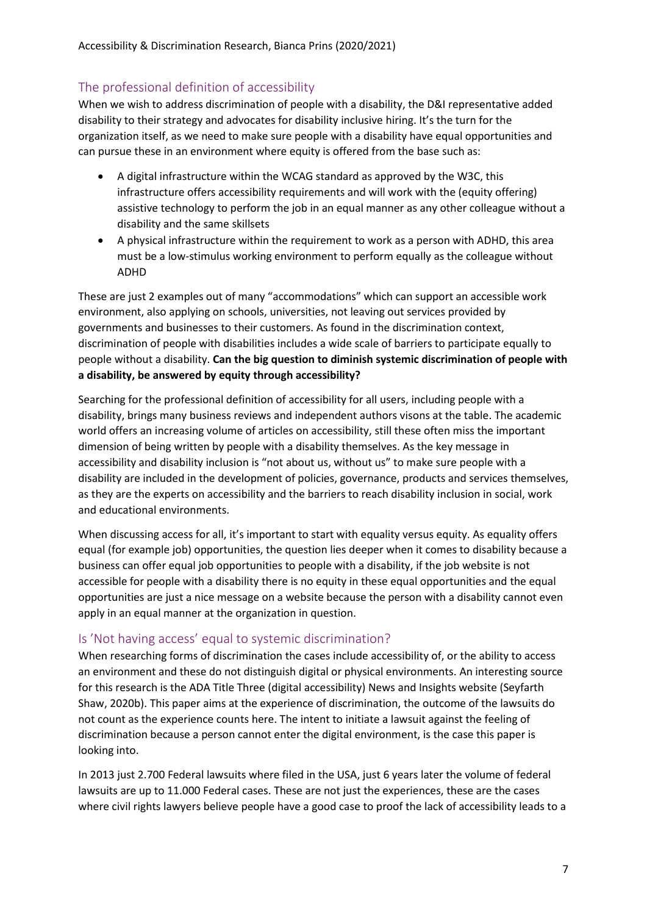## The professional definition of accessibility

When we wish to address discrimination of people with a disability, the D&I representative added disability to their strategy and advocates for disability inclusive hiring. It's the turn for the organization itself, as we need to make sure people with a disability have equal opportunities and can pursue these in an environment where equity is offered from the base such as:

- A digital infrastructure within the WCAG standard as approved by the W3C, this infrastructure offers accessibility requirements and will work with the (equity offering) assistive technology to perform the job in an equal manner as any other colleague without a disability and the same skillsets
- A physical infrastructure within the requirement to work as a person with ADHD, this area must be a low-stimulus working environment to perform equally as the colleague without ADHD

These are just 2 examples out of many "accommodations" which can support an accessible work environment, also applying on schools, universities, not leaving out services provided by governments and businesses to their customers. As found in the discrimination context, discrimination of people with disabilities includes a wide scale of barriers to participate equally to people without a disability. **Can the big question to diminish systemic discrimination of people with a disability, be answered by equity through accessibility?**

Searching for the professional definition of accessibility for all users, including people with a disability, brings many business reviews and independent authors visons at the table. The academic world offers an increasing volume of articles on accessibility, still these often miss the important dimension of being written by people with a disability themselves. As the key message in accessibility and disability inclusion is "not about us, without us" to make sure people with a disability are included in the development of policies, governance, products and services themselves, as they are the experts on accessibility and the barriers to reach disability inclusion in social, work and educational environments.

When discussing access for all, it's important to start with equality versus equity. As equality offers equal (for example job) opportunities, the question lies deeper when it comes to disability because a business can offer equal job opportunities to people with a disability, if the job website is not accessible for people with a disability there is no equity in these equal opportunities and the equal opportunities are just a nice message on a website because the person with a disability cannot even apply in an equal manner at the organization in question.

## Is 'Not having access' equal to systemic discrimination?

When researching forms of discrimination the cases include accessibility of, or the ability to access an environment and these do not distinguish digital or physical environments. An interesting source for this research is the ADA Title Three (digital accessibility) News and Insights website (Seyfarth Shaw, 2020b). This paper aims at the experience of discrimination, the outcome of the lawsuits do not count as the experience counts here. The intent to initiate a lawsuit against the feeling of discrimination because a person cannot enter the digital environment, is the case this paper is looking into.

In 2013 just 2.700 Federal lawsuits where filed in the USA, just 6 years later the volume of federal lawsuits are up to 11.000 Federal cases. These are not just the experiences, these are the cases where civil rights lawyers believe people have a good case to proof the lack of accessibility leads to a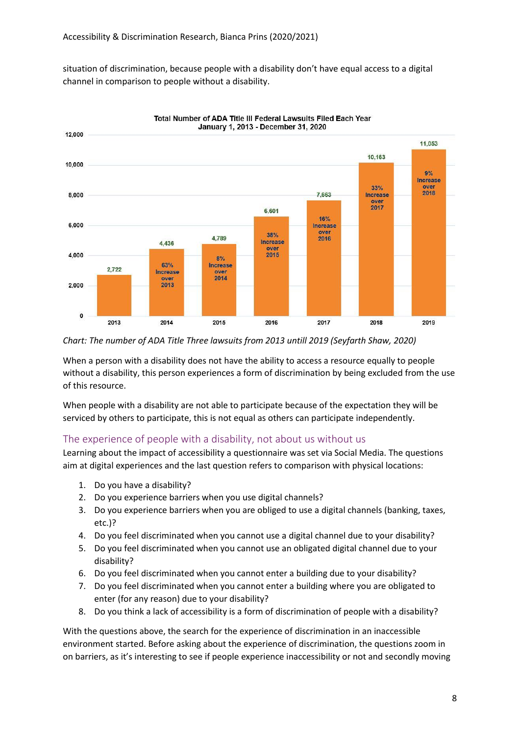situation of discrimination, because people with a disability don't have equal access to a digital channel in comparison to people without a disability.

**Total Number of ADA Title III Federal Lawsuits Filed Each Year**
**January 1, 2013 - December 31, 2020**

| Year | Lawsuits | Change |
|---|---|---|
| 2013 | 2,722 | |
| 2014 | 4,436 | 63% Increase over 2013 |
| 2015 | 4,789 | 8% Increase over 2014 |
| 2016 | 6,601 | 38% Increase over 2015 |
| 2017 | 7,663 | 16% Increase over 2016 |
| 2018 | 10,163 | 33% Increase over 2017 |
| 2019 | 11,053 | 9% Increase over 2018 |

*Chart: The number of ADA Title Three lawsuits from 2013 untill 2019 (Seyfarth Shaw, 2020)*

When a person with a disability does not have the ability to access a resource equally to people without a disability, this person experiences a form of discrimination by being excluded from the use of this resource.

When people with a disability are not able to participate because of the expectation they will be serviced by others to participate, this is not equal as others can participate independently.

## The experience of people with a disability, not about us without us

Learning about the impact of accessibility a questionnaire was set via Social Media. The questions aim at digital experiences and the last question refers to comparison with physical locations:

1. Do you have a disability?
2. Do you experience barriers when you use digital channels?
3. Do you experience barriers when you are obliged to use a digital channels (banking, taxes, etc.)?
4. Do you feel discriminated when you cannot use a digital channel due to your disability?
5. Do you feel discriminated when you cannot use an obligated digital channel due to your disability?
6. Do you feel discriminated when you cannot enter a building due to your disability?
7. Do you feel discriminated when you cannot enter a building where you are obligated to enter (for any reason) due to your disability?
8. Do you think a lack of accessibility is a form of discrimination of people with a disability?

With the questions above, the search for the experience of discrimination in an inaccessible environment started. Before asking about the experience of discrimination, the questions zoom in on barriers, as it's interesting to see if people experience inaccessibility or not and secondly moving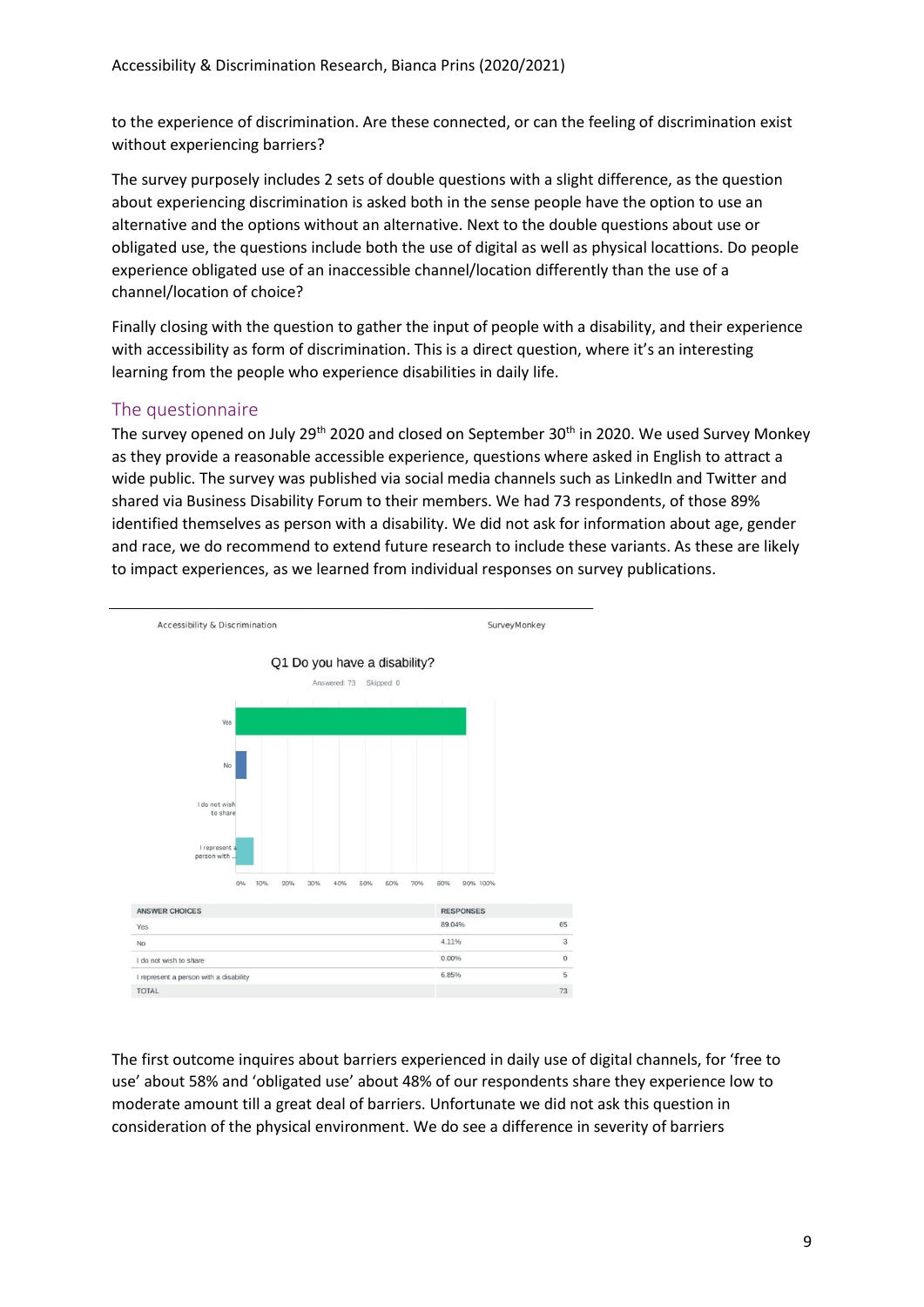to the experience of discrimination. Are these connected, or can the feeling of discrimination exist without experiencing barriers?

The survey purposely includes 2 sets of double questions with a slight difference, as the question about experiencing discrimination is asked both in the sense people have the option to use an alternative and the options without an alternative. Next to the double questions about use or obligated use, the questions include both the use of digital as well as physical locattions. Do people experience obligated use of an inaccessible channel/location differently than the use of a channel/location of choice?

Finally closing with the question to gather the input of people with a disability, and their experience with accessibility as form of discrimination. This is a direct question, where it's an interesting learning from the people who experience disabilities in daily life.

## The questionnaire

The survey opened on July 29th 2020 and closed on September 30th in 2020. We used Survey Monkey as they provide a reasonable accessible experience, questions where asked in English to attract a wide public. The survey was published via social media channels such as LinkedIn and Twitter and shared via Business Disability Forum to their members. We had 73 respondents, of those 89% identified themselves as person with a disability. We did not ask for information about age, gender and race, we do recommend to extend future research to include these variants. As these are likely to impact experiences, as we learned from individual responses on survey publications.

Accessibility & Discrimination — SurveyMonkey

**Q1 Do you have a disability?**

Answered: 73 Skipped: 0

| ANSWER CHOICES | RESPONSES | |
|---|---|---|
| Yes | 89.04% | 65 |
| No | 4.11% | 3 |
| I do not wish to share | 0.00% | 0 |
| I represent a person with a disability | 6.85% | 5 |
| TOTAL | | 73 |

The first outcome inquires about barriers experienced in daily use of digital channels, for 'free to use' about 58% and 'obligated use' about 48% of our respondents share they experience low to moderate amount till a great deal of barriers. Unfortunate we did not ask this question in consideration of the physical environment. We do see a difference in severity of barriers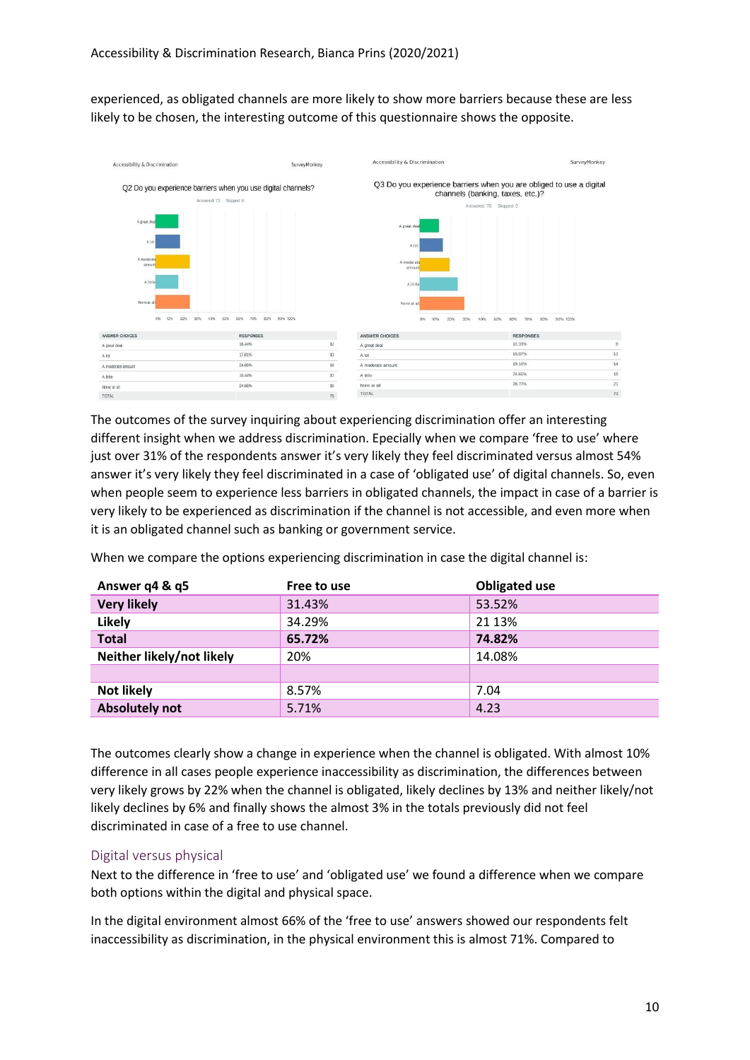experienced, as obligated channels are more likely to show more barriers because these are less likely to be chosen, the interesting outcome of this questionnaire shows the opposite.

**Q2 Do you experience barriers when you use digital channels?**

Answered: 73 Skipped: 0

| ANSWER CHOICES | RESPONSES | |
|---|---|---|
| A great deal | 16.44% | 12 |
| A lot | 17.81% | 13 |
| A moderate amount | 24.66% | 18 |
| A little | 16.44% | 12 |
| None at all | 24.66% | 18 |
| TOTAL | | 73 |

**Q3 Do you experience barriers when you are obliged to use a digital channels (banking, taxes, etc.)?**

Answered: 73 Skipped: 0

| ANSWER CHOICES | RESPONSES | |
|---|---|---|
| A great deal | 12.33% | 9 |
| A lot | 15.07% | 11 |
| A moderate amount | 19.18% | 14 |
| A little | 24.66% | 18 |
| None at all | 28.77% | 21 |
| TOTAL | | 73 |

The outcomes of the survey inquiring about experiencing discrimination offer an interesting different insight when we address discrimination. Epecially when we compare 'free to use' where just over 31% of the respondents answer it's very likely they feel discriminated versus almost 54% answer it's very likely they feel discriminated in a case of 'obligated use' of digital channels. So, even when people seem to experience less barriers in obligated channels, the impact in case of a barrier is very likely to be experienced as discrimination if the channel is not accessible, and even more when it is an obligated channel such as banking or government service.

When we compare the options experiencing discrimination in case the digital channel is:

| Answer q4 & q5 | Free to use | Obligated use |
|---|---|---|
| **Very likely** | 31.43% | 53.52% |
| **Likely** | 34.29% | 21 13% |
| **Total** | **65.72%** | **74.82%** |
| **Neither likely/not likely** | 20% | 14.08% |
| | | |
| **Not likely** | 8.57% | 7.04 |
| **Absolutely not** | 5.71% | 4.23 |

The outcomes clearly show a change in experience when the channel is obligated. With almost 10% difference in all cases people experience inaccessibility as discrimination, the differences between very likely grows by 22% when the channel is obligated, likely declines by 13% and neither likely/not likely declines by 6% and finally shows the almost 3% in the totals previously did not feel discriminated in case of a free to use channel.

## Digital versus physical

Next to the difference in 'free to use' and 'obligated use' we found a difference when we compare both options within the digital and physical space.

In the digital environment almost 66% of the 'free to use' answers showed our respondents felt inaccessibility as discrimination, in the physical environment this is almost 71%. Compared to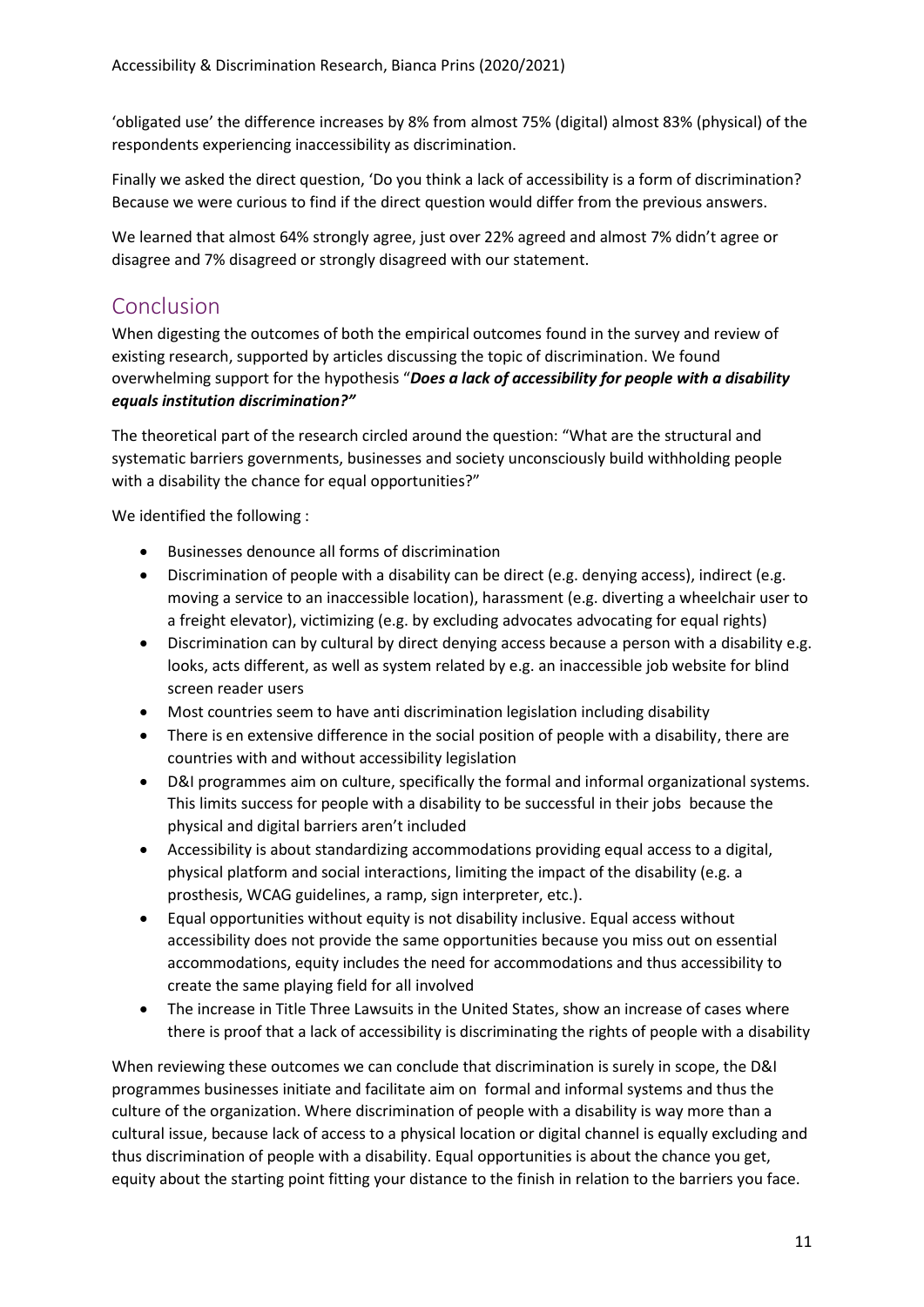'obligated use' the difference increases by 8% from almost 75% (digital) almost 83% (physical) of the respondents experiencing inaccessibility as discrimination.

Finally we asked the direct question, 'Do you think a lack of accessibility is a form of discrimination? Because we were curious to find if the direct question would differ from the previous answers.

We learned that almost 64% strongly agree, just over 22% agreed and almost 7% didn't agree or disagree and 7% disagreed or strongly disagreed with our statement.

## Conclusion

When digesting the outcomes of both the empirical outcomes found in the survey and review of existing research, supported by articles discussing the topic of discrimination. We found overwhelming support for the hypothesis "***Does a lack of accessibility for people with a disability equals institution discrimination?"***

The theoretical part of the research circled around the question: "What are the structural and systematic barriers governments, businesses and society unconsciously build withholding people with a disability the chance for equal opportunities?"

We identified the following :

- Businesses denounce all forms of discrimination
- Discrimination of people with a disability can be direct (e.g. denying access), indirect (e.g. moving a service to an inaccessible location), harassment (e.g. diverting a wheelchair user to a freight elevator), victimizing (e.g. by excluding advocates advocating for equal rights)
- Discrimination can by cultural by direct denying access because a person with a disability e.g. looks, acts different, as well as system related by e.g. an inaccessible job website for blind screen reader users
- Most countries seem to have anti discrimination legislation including disability
- There is en extensive difference in the social position of people with a disability, there are countries with and without accessibility legislation
- D&I programmes aim on culture, specifically the formal and informal organizational systems. This limits success for people with a disability to be successful in their jobs because the physical and digital barriers aren't included
- Accessibility is about standardizing accommodations providing equal access to a digital, physical platform and social interactions, limiting the impact of the disability (e.g. a prosthesis, WCAG guidelines, a ramp, sign interpreter, etc.).
- Equal opportunities without equity is not disability inclusive. Equal access without accessibility does not provide the same opportunities because you miss out on essential accommodations, equity includes the need for accommodations and thus accessibility to create the same playing field for all involved
- The increase in Title Three Lawsuits in the United States, show an increase of cases where there is proof that a lack of accessibility is discriminating the rights of people with a disability

When reviewing these outcomes we can conclude that discrimination is surely in scope, the D&I programmes businesses initiate and facilitate aim on formal and informal systems and thus the culture of the organization. Where discrimination of people with a disability is way more than a cultural issue, because lack of access to a physical location or digital channel is equally excluding and thus discrimination of people with a disability. Equal opportunities is about the chance you get, equity about the starting point fitting your distance to the finish in relation to the barriers you face.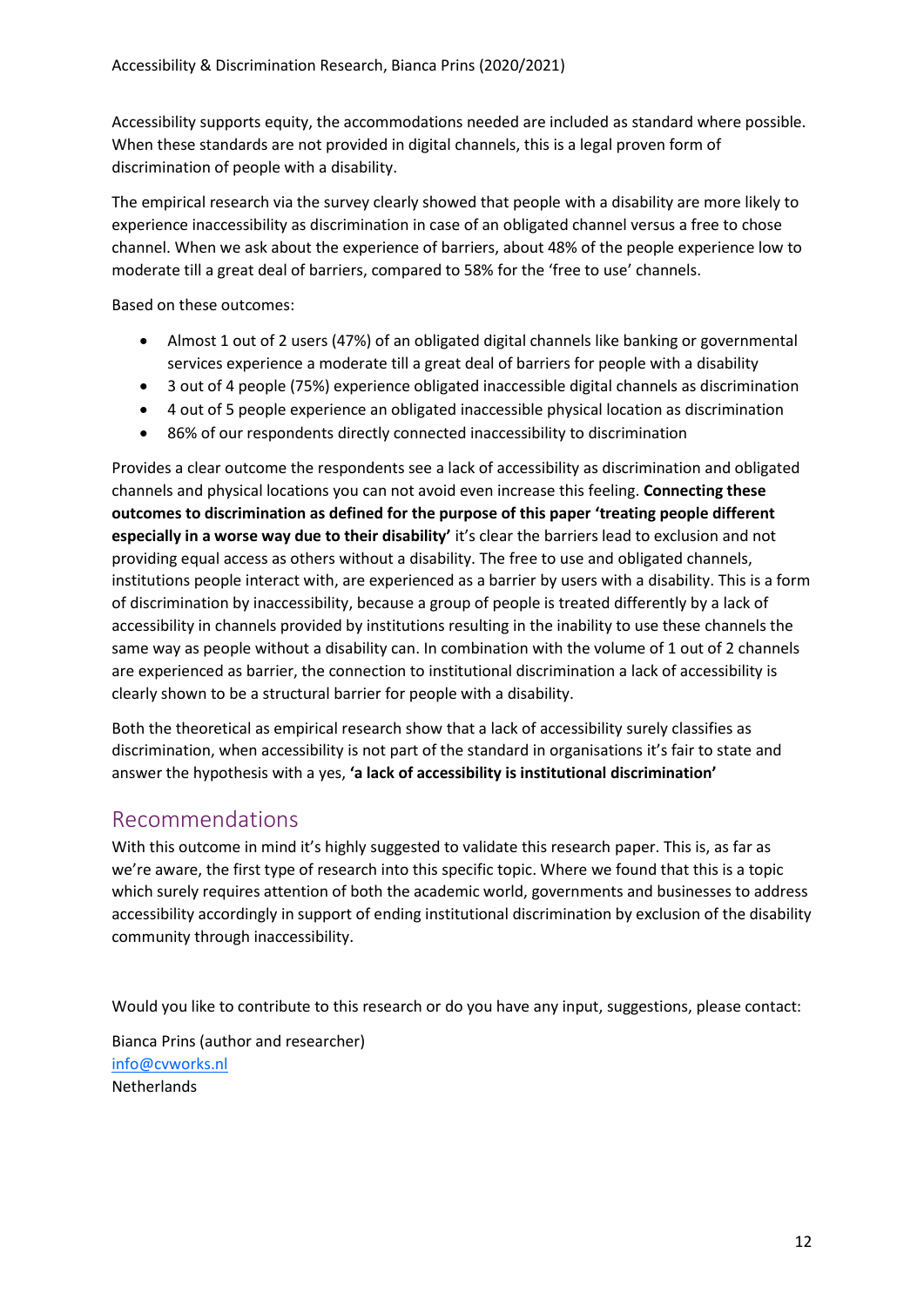Accessibility supports equity, the accommodations needed are included as standard where possible. When these standards are not provided in digital channels, this is a legal proven form of discrimination of people with a disability.

The empirical research via the survey clearly showed that people with a disability are more likely to experience inaccessibility as discrimination in case of an obligated channel versus a free to chose channel. When we ask about the experience of barriers, about 48% of the people experience low to moderate till a great deal of barriers, compared to 58% for the 'free to use' channels.

Based on these outcomes:

- Almost 1 out of 2 users (47%) of an obligated digital channels like banking or governmental services experience a moderate till a great deal of barriers for people with a disability
- 3 out of 4 people (75%) experience obligated inaccessible digital channels as discrimination
- 4 out of 5 people experience an obligated inaccessible physical location as discrimination
- 86% of our respondents directly connected inaccessibility to discrimination

Provides a clear outcome the respondents see a lack of accessibility as discrimination and obligated channels and physical locations you can not avoid even increase this feeling. **Connecting these outcomes to discrimination as defined for the purpose of this paper 'treating people different especially in a worse way due to their disability'** it's clear the barriers lead to exclusion and not providing equal access as others without a disability. The free to use and obligated channels, institutions people interact with, are experienced as a barrier by users with a disability. This is a form of discrimination by inaccessibility, because a group of people is treated differently by a lack of accessibility in channels provided by institutions resulting in the inability to use these channels the same way as people without a disability can. In combination with the volume of 1 out of 2 channels are experienced as barrier, the connection to institutional discrimination a lack of accessibility is clearly shown to be a structural barrier for people with a disability.

Both the theoretical as empirical research show that a lack of accessibility surely classifies as discrimination, when accessibility is not part of the standard in organisations it's fair to state and answer the hypothesis with a yes, **'a lack of accessibility is institutional discrimination'**

## Recommendations

With this outcome in mind it's highly suggested to validate this research paper. This is, as far as we're aware, the first type of research into this specific topic. Where we found that this is a topic which surely requires attention of both the academic world, governments and businesses to address accessibility accordingly in support of ending institutional discrimination by exclusion of the disability community through inaccessibility.

Would you like to contribute to this research or do you have any input, suggestions, please contact:

Bianca Prins (author and researcher)
[info@cvworks.nl](mailto:info@cvworks.nl)
Netherlands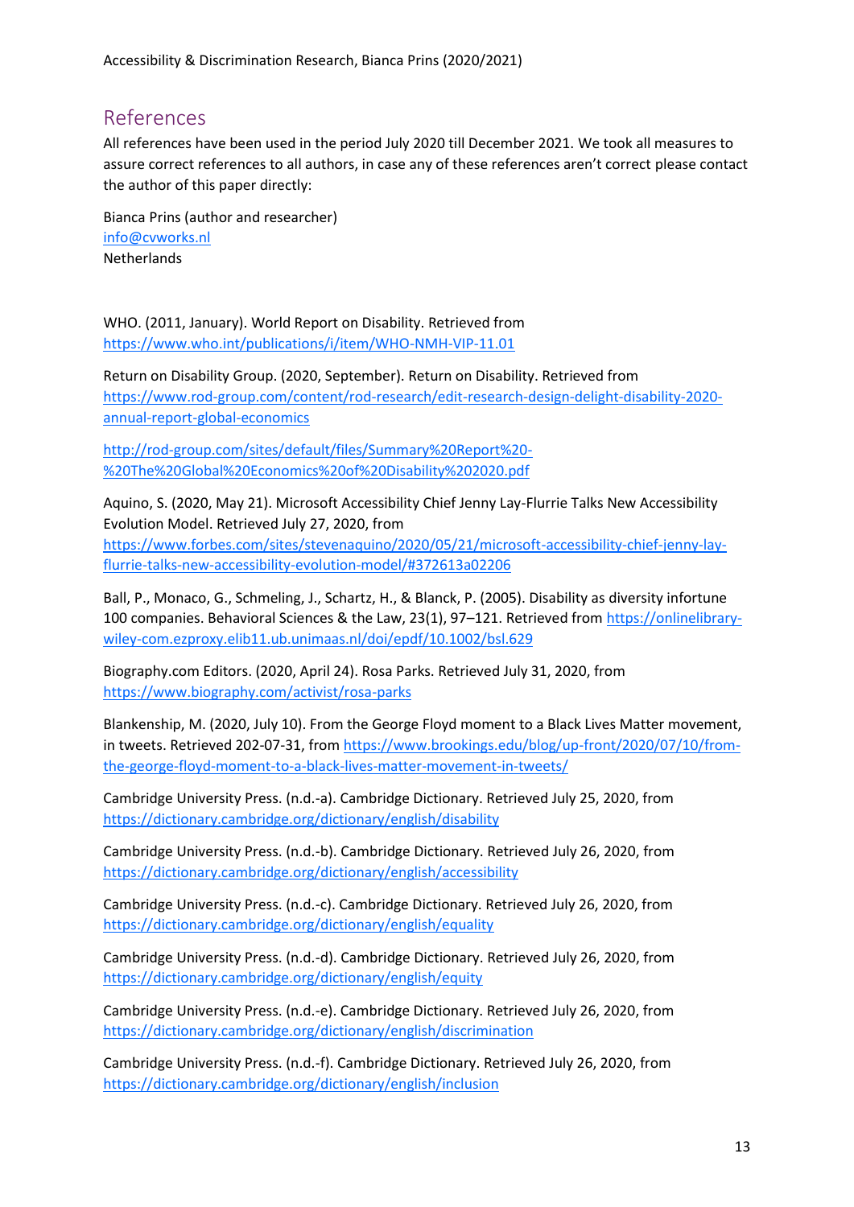## References

All references have been used in the period July 2020 till December 2021. We took all measures to assure correct references to all authors, in case any of these references aren't correct please contact the author of this paper directly:

Bianca Prins (author and researcher)
info@cvworks.nl
Netherlands

WHO. (2011, January). World Report on Disability. Retrieved from https://www.who.int/publications/i/item/WHO-NMH-VIP-11.01

Return on Disability Group. (2020, September). Return on Disability. Retrieved from https://www.rod-group.com/content/rod-research/edit-research-design-delight-disability-2020-annual-report-global-economics

http://rod-group.com/sites/default/files/Summary%20Report%20-%20The%20Global%20Economics%20of%20Disability%202020.pdf

Aquino, S. (2020, May 21). Microsoft Accessibility Chief Jenny Lay-Flurrie Talks New Accessibility Evolution Model. Retrieved July 27, 2020, from https://www.forbes.com/sites/stevenaquino/2020/05/21/microsoft-accessibility-chief-jenny-lay-flurrie-talks-new-accessibility-evolution-model/#372613a02206

Ball, P., Monaco, G., Schmeling, J., Schartz, H., & Blanck, P. (2005). Disability as diversity infortune 100 companies. Behavioral Sciences & the Law, 23(1), 97–121. Retrieved from https://onlinelibrary-wiley-com.ezproxy.elib11.ub.unimaas.nl/doi/epdf/10.1002/bsl.629

Biography.com Editors. (2020, April 24). Rosa Parks. Retrieved July 31, 2020, from https://www.biography.com/activist/rosa-parks

Blankenship, M. (2020, July 10). From the George Floyd moment to a Black Lives Matter movement, in tweets. Retrieved 202-07-31, from https://www.brookings.edu/blog/up-front/2020/07/10/from-the-george-floyd-moment-to-a-black-lives-matter-movement-in-tweets/

Cambridge University Press. (n.d.-a). Cambridge Dictionary. Retrieved July 25, 2020, from https://dictionary.cambridge.org/dictionary/english/disability

Cambridge University Press. (n.d.-b). Cambridge Dictionary. Retrieved July 26, 2020, from https://dictionary.cambridge.org/dictionary/english/accessibility

Cambridge University Press. (n.d.-c). Cambridge Dictionary. Retrieved July 26, 2020, from https://dictionary.cambridge.org/dictionary/english/equality

Cambridge University Press. (n.d.-d). Cambridge Dictionary. Retrieved July 26, 2020, from https://dictionary.cambridge.org/dictionary/english/equity

Cambridge University Press. (n.d.-e). Cambridge Dictionary. Retrieved July 26, 2020, from https://dictionary.cambridge.org/dictionary/english/discrimination

Cambridge University Press. (n.d.-f). Cambridge Dictionary. Retrieved July 26, 2020, from https://dictionary.cambridge.org/dictionary/english/inclusion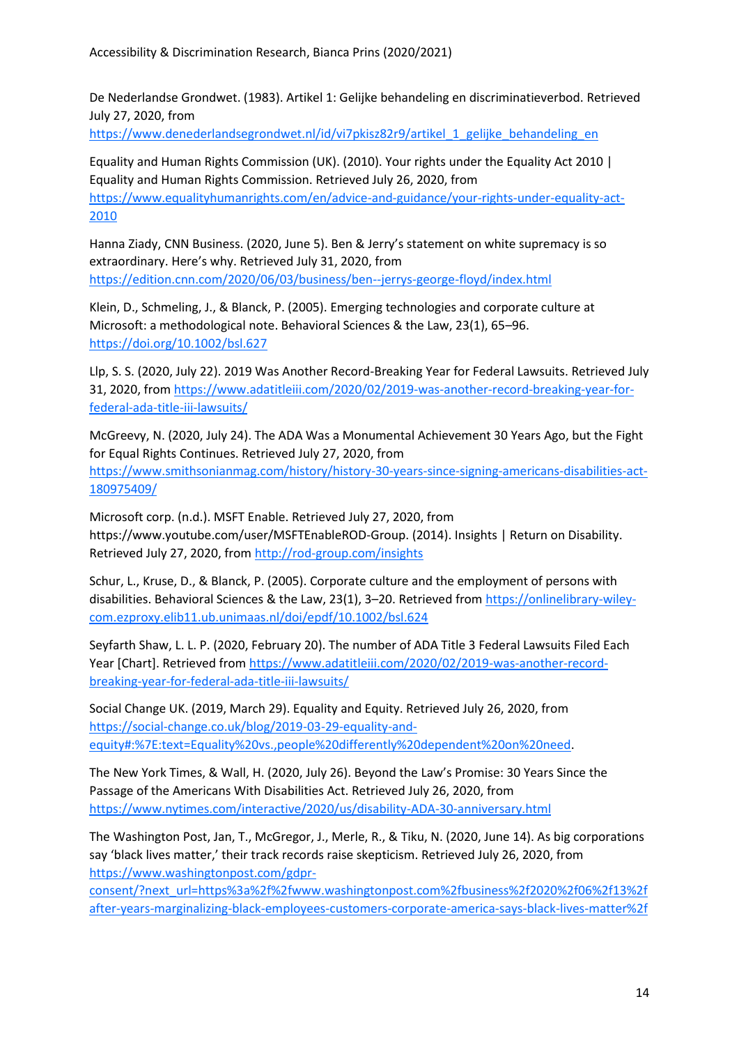De Nederlandse Grondwet. (1983). Artikel 1: Gelijke behandeling en discriminatieverbod. Retrieved July 27, 2020, from https://www.denederlandsegrondwet.nl/id/vi7pkisz82r9/artikel_1_gelijke_behandeling_en

Equality and Human Rights Commission (UK). (2010). Your rights under the Equality Act 2010 | Equality and Human Rights Commission. Retrieved July 26, 2020, from https://www.equalityhumanrights.com/en/advice-and-guidance/your-rights-under-equality-act-2010

Hanna Ziady, CNN Business. (2020, June 5). Ben & Jerry's statement on white supremacy is so extraordinary. Here's why. Retrieved July 31, 2020, from https://edition.cnn.com/2020/06/03/business/ben--jerrys-george-floyd/index.html

Klein, D., Schmeling, J., & Blanck, P. (2005). Emerging technologies and corporate culture at Microsoft: a methodological note. Behavioral Sciences & the Law, 23(1), 65–96. https://doi.org/10.1002/bsl.627

Llp, S. S. (2020, July 22). 2019 Was Another Record-Breaking Year for Federal Lawsuits. Retrieved July 31, 2020, from https://www.adatitleiii.com/2020/02/2019-was-another-record-breaking-year-for-federal-ada-title-iii-lawsuits/

McGreevy, N. (2020, July 24). The ADA Was a Monumental Achievement 30 Years Ago, but the Fight for Equal Rights Continues. Retrieved July 27, 2020, from https://www.smithsonianmag.com/history/history-30-years-since-signing-americans-disabilities-act-180975409/

Microsoft corp. (n.d.). MSFT Enable. Retrieved July 27, 2020, from https://www.youtube.com/user/MSFTEnableROD-Group. (2014). Insights | Return on Disability. Retrieved July 27, 2020, from http://rod-group.com/insights

Schur, L., Kruse, D., & Blanck, P. (2005). Corporate culture and the employment of persons with disabilities. Behavioral Sciences & the Law, 23(1), 3–20. Retrieved from https://onlinelibrary-wiley-com.ezproxy.elib11.ub.unimaas.nl/doi/epdf/10.1002/bsl.624

Seyfarth Shaw, L. L. P. (2020, February 20). The number of ADA Title 3 Federal Lawsuits Filed Each Year [Chart]. Retrieved from https://www.adatitleiii.com/2020/02/2019-was-another-record-breaking-year-for-federal-ada-title-iii-lawsuits/

Social Change UK. (2019, March 29). Equality and Equity. Retrieved July 26, 2020, from https://social-change.co.uk/blog/2019-03-29-equality-and-equity#:%7E:text=Equality%20vs.,people%20differently%20dependent%20on%20need.

The New York Times, & Wall, H. (2020, July 26). Beyond the Law's Promise: 30 Years Since the Passage of the Americans With Disabilities Act. Retrieved July 26, 2020, from https://www.nytimes.com/interactive/2020/us/disability-ADA-30-anniversary.html

The Washington Post, Jan, T., McGregor, J., Merle, R., & Tiku, N. (2020, June 14). As big corporations say 'black lives matter,' their track records raise skepticism. Retrieved July 26, 2020, from https://www.washingtonpost.com/gdpr-consent/?next_url=https%3a%2f%2fwww.washingtonpost.com%2fbusiness%2f2020%2f06%2f13%2fafter-years-marginalizing-black-employees-customers-corporate-america-says-black-lives-matter%2f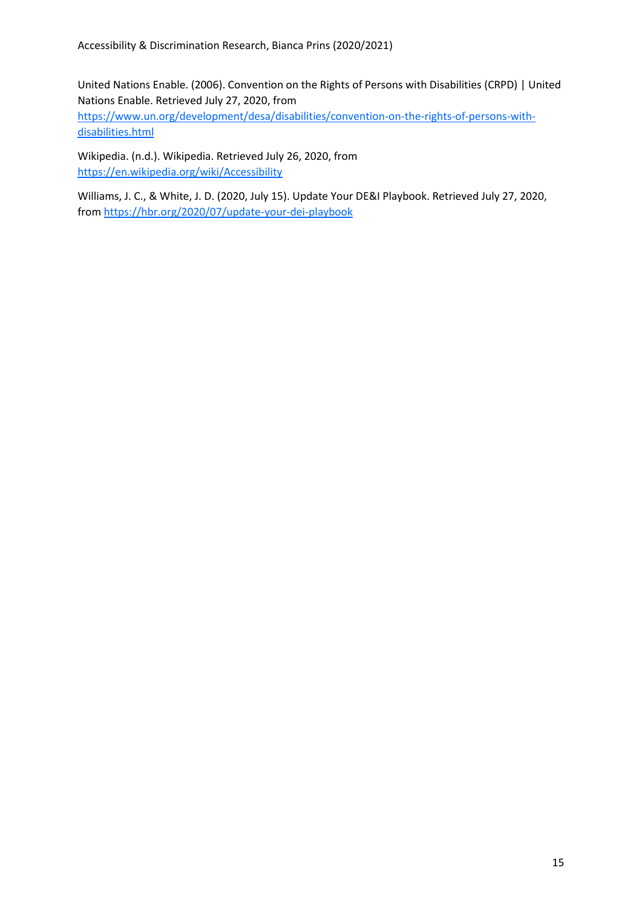United Nations Enable. (2006). Convention on the Rights of Persons with Disabilities (CRPD) | United Nations Enable. Retrieved July 27, 2020, from https://www.un.org/development/desa/disabilities/convention-on-the-rights-of-persons-with-disabilities.html

Wikipedia. (n.d.). Wikipedia. Retrieved July 26, 2020, from https://en.wikipedia.org/wiki/Accessibility

Williams, J. C., & White, J. D. (2020, July 15). Update Your DE&I Playbook. Retrieved July 27, 2020, from https://hbr.org/2020/07/update-your-dei-playbook